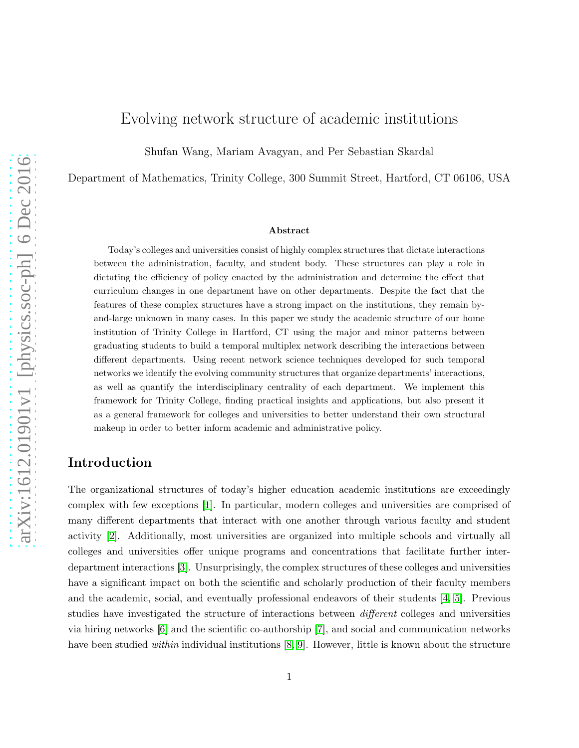# Evolving network structure of academic institutions

Shufan Wang, Mariam Avagyan, and Per Sebastian Skardal

Department of Mathematics, Trinity College, 300 Summit Street, Hartford, CT 06106, USA

### Abstract

Today's colleges and universities consist of highly complex structures that dictate interactions between the administration, faculty, and student body. These structures can play a role in dictating the efficiency of policy enacted by the administration and determine the effect that curriculum changes in one department have on other departments. Despite the fact that the features of these complex structures have a strong impact on the institutions, they remain by-and-large unknown in many cases. In this paper we study the academic structure of our home institution of Trinity College in Hartford, CT using the major and minor patterns between graduating students to build a temporal multiplex network describing the interactions between different departments. Using recent network science techniques developed for such temporal networks we identify the evolving community structures that organize departments' interactions, as well as quantify the interdisciplinary centrality of each department. We implement this framework for Trinity College, finding practical insights and applications, but also present it as a general framework for colleges and universities to better understand their own structural makeup in order to better inform academic and administrative policy.

## Introduction

The organizational structures of today's higher education academic institutions are exceedingly complex with few exceptions [1]. In particular, modern colleges and universities are comprised of many different departments that interact with one another through various faculty and student activity [2]. Additionally, most universities are organized into multiple schools and virtually all colleges and universities offer unique programs and concentrations that facilitate further inter-department interactions [3]. Unsurprisingly, the complex structures of these colleges and universities have a significant impact on both the scientific and scholarly production of their faculty members and the academic, social, and eventually professional endeavors of their students [4, 5]. Previous studies have investigated the structure of interactions between *different* colleges and universities via hiring networks [6] and the scientific co-authorship [7], and social and communication networks have been studied *within* individual institutions [8, 9]. However, little is known about the structure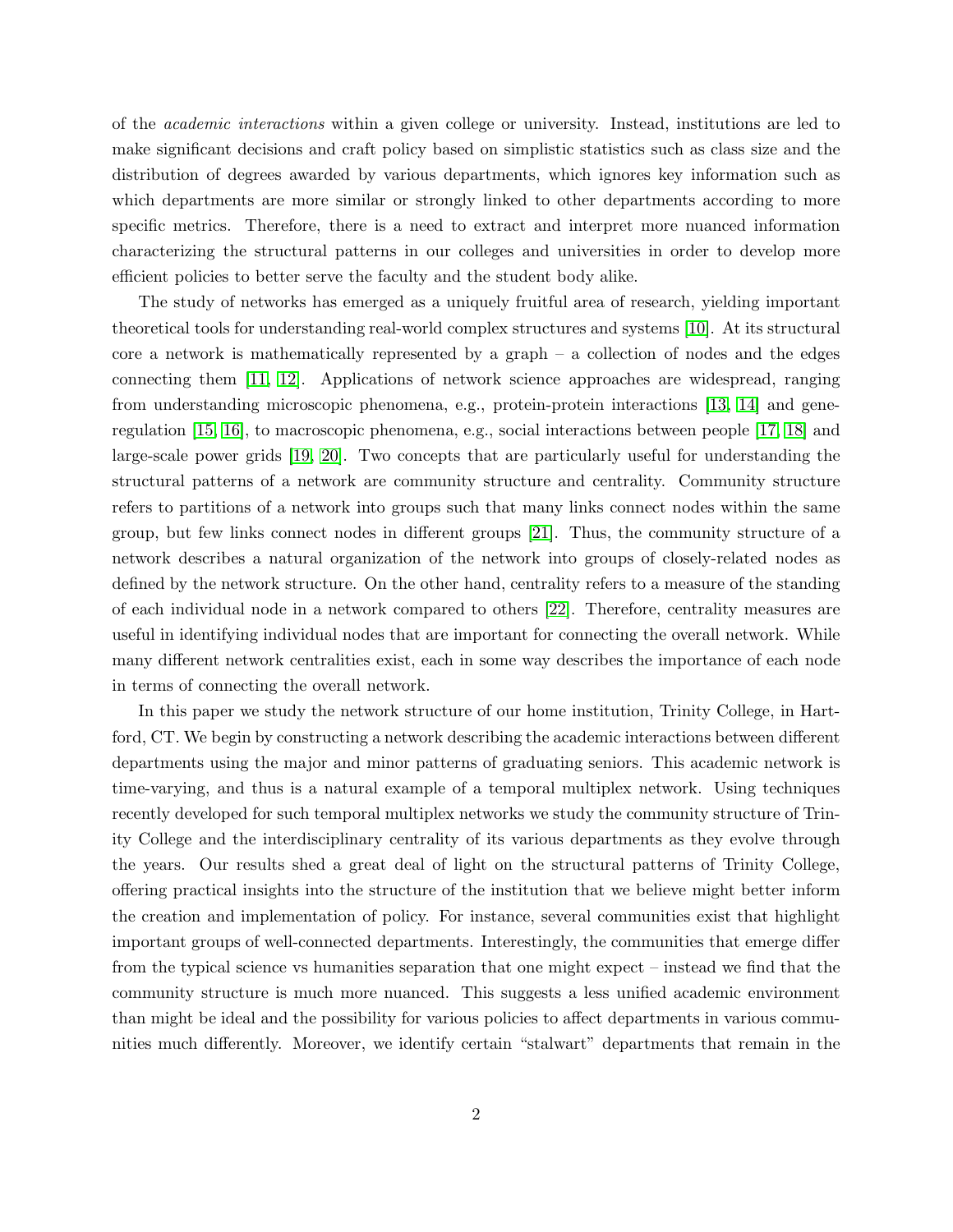of the *academic interactions* within a given college or university. Instead, institutions are led to make significant decisions and craft policy based on simplistic statistics such as class size and the distribution of degrees awarded by various departments, which ignores key information such as which departments are more similar or strongly linked to other departments according to more specific metrics. Therefore, there is a need to extract and interpret more nuanced information characterizing the structural patterns in our colleges and universities in order to develop more efficient policies to better serve the faculty and the student body alike.

The study of networks has emerged as a uniquely fruitful area of research, yielding important theoretical tools for understanding real-world complex structures and systems [10]. At its structural core a network is mathematically represented by a graph – a collection of nodes and the edges connecting them [11, 12]. Applications of network science approaches are widespread, ranging from understanding microscopic phenomena, e.g., protein-protein interactions [13, 14] and gene-regulation [15, 16], to macroscopic phenomena, e.g., social interactions between people [17, 18] and large-scale power grids [19, 20]. Two concepts that are particularly useful for understanding the structural patterns of a network are community structure and centrality. Community structure refers to partitions of a network into groups such that many links connect nodes within the same group, but few links connect nodes in different groups [21]. Thus, the community structure of a network describes a natural organization of the network into groups of closely-related nodes as defined by the network structure. On the other hand, centrality refers to a measure of the standing of each individual node in a network compared to others [22]. Therefore, centrality measures are useful in identifying individual nodes that are important for connecting the overall network. While many different network centralities exist, each in some way describes the importance of each node in terms of connecting the overall network.

In this paper we study the network structure of our home institution, Trinity College, in Hartford, CT. We begin by constructing a network describing the academic interactions between different departments using the major and minor patterns of graduating seniors. This academic network is time-varying, and thus is a natural example of a temporal multiplex network. Using techniques recently developed for such temporal multiplex networks we study the community structure of Trinity College and the interdisciplinary centrality of its various departments as they evolve through the years. Our results shed a great deal of light on the structural patterns of Trinity College, offering practical insights into the structure of the institution that we believe might better inform the creation and implementation of policy. For instance, several communities exist that highlight important groups of well-connected departments. Interestingly, the communities that emerge differ from the typical science vs humanities separation that one might expect – instead we find that the community structure is much more nuanced. This suggests a less unified academic environment than might be ideal and the possibility for various policies to affect departments in various communities much differently. Moreover, we identify certain "stalwart" departments that remain in the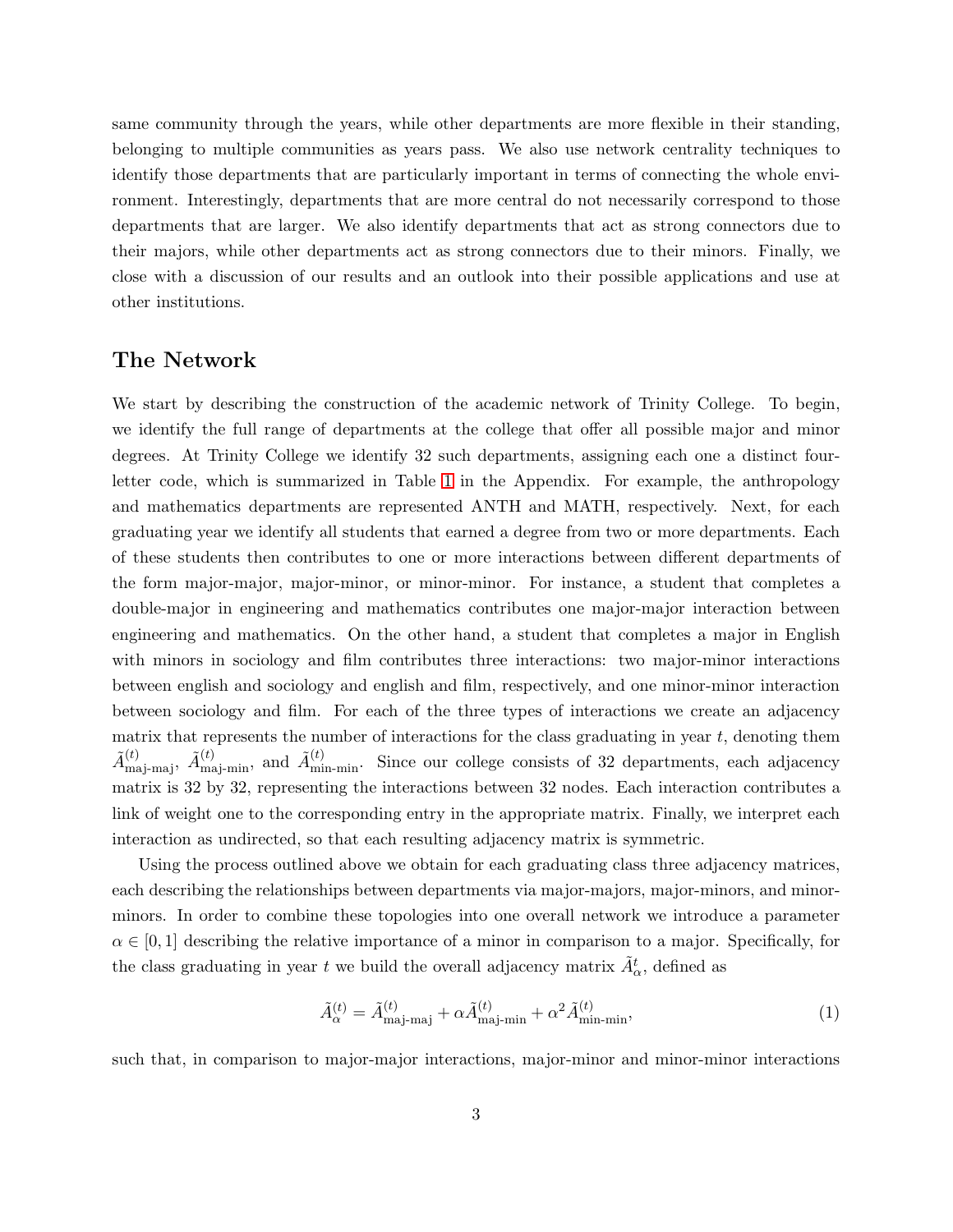same community through the years, while other departments are more flexible in their standing, belonging to multiple communities as years pass. We also use network centrality techniques to identify those departments that are particularly important in terms of connecting the whole environment. Interestingly, departments that are more central do not necessarily correspond to those departments that are larger. We also identify departments that act as strong connectors due to their majors, while other departments act as strong connectors due to their minors. Finally, we close with a discussion of our results and an outlook into their possible applications and use at other institutions.

## The Network

We start by describing the construction of the academic network of Trinity College. To begin, we identify the full range of departments at the college that offer all possible major and minor degrees. At Trinity College we identify 32 such departments, assigning each one a distinct four-letter code, which is summarized in Table 1 in the Appendix. For example, the anthropology and mathematics departments are represented ANTH and MATH, respectively. Next, for each graduating year we identify all students that earned a degree from two or more departments. Each of these students then contributes to one or more interactions between different departments of the form major-major, major-minor, or minor-minor. For instance, a student that completes a double-major in engineering and mathematics contributes one major-major interaction between engineering and mathematics. On the other hand, a student that completes a major in English with minors in sociology and film contributes three interactions: two major-minor interactions between english and sociology and english and film, respectively, and one minor-minor interaction between sociology and film. For each of the three types of interactions we create an adjacency matrix that represents the number of interactions for the class graduating in year $t$, denoting them $\tilde{A}^{(t)}_{\text{maj-maj}}$, $\tilde{A}^{(t)}_{\text{maj-min}}$, and $\tilde{A}^{(t)}_{\text{min-min}}$. Since our college consists of 32 departments, each adjacency matrix is 32 by 32, representing the interactions between 32 nodes. Each interaction contributes a link of weight one to the corresponding entry in the appropriate matrix. Finally, we interpret each interaction as undirected, so that each resulting adjacency matrix is symmetric.

Using the process outlined above we obtain for each graduating class three adjacency matrices, each describing the relationships between departments via major-majors, major-minors, and minor-minors. In order to combine these topologies into one overall network we introduce a parameter $\alpha \in [0, 1]$ describing the relative importance of a minor in comparison to a major. Specifically, for the class graduating in year $t$ we build the overall adjacency matrix $\tilde{A}^{t}_{\alpha}$, defined as

$$\tilde{A}^{(t)}_{\alpha} = \tilde{A}^{(t)}_{\text{maj-maj}} + \alpha \tilde{A}^{(t)}_{\text{maj-min}} + \alpha^2 \tilde{A}^{(t)}_{\text{min-min}}, \tag{1}$$

such that, in comparison to major-major interactions, major-minor and minor-minor interactions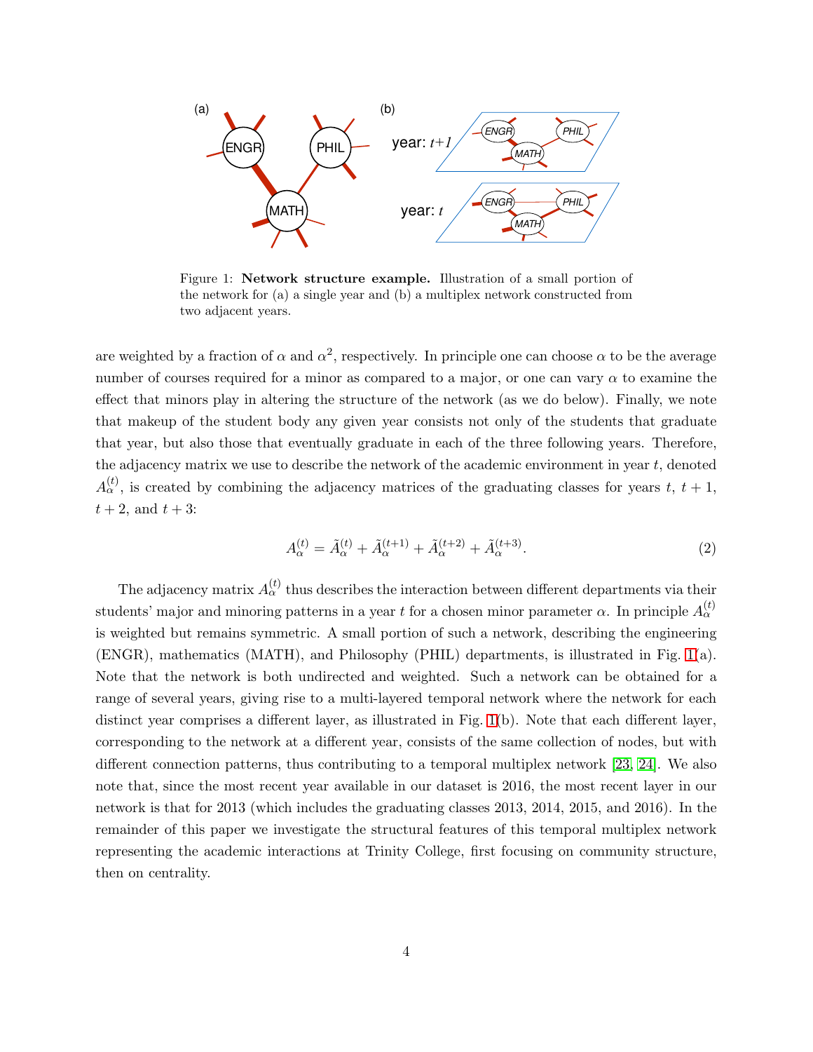Figure 1: **Network structure example.** Illustration of a small portion of the network for (a) a single year and (b) a multiplex network constructed from two adjacent years.

are weighted by a fraction of $\alpha$ and $\alpha^2$, respectively. In principle one can choose $\alpha$ to be the average number of courses required for a minor as compared to a major, or one can vary $\alpha$ to examine the effect that minors play in altering the structure of the network (as we do below). Finally, we note that makeup of the student body any given year consists not only of the students that graduate that year, but also those that eventually graduate in each of the three following years. Therefore, the adjacency matrix we use to describe the network of the academic environment in year $t$, denoted $A_\alpha^{(t)}$, is created by combining the adjacency matrices of the graduating classes for years $t$, $t+1$, $t+2$, and $t+3$:

$$A_\alpha^{(t)} = \tilde{A}_\alpha^{(t)} + \tilde{A}_\alpha^{(t+1)} + \tilde{A}_\alpha^{(t+2)} + \tilde{A}_\alpha^{(t+3)}. \tag{2}$$

The adjacency matrix $A_\alpha^{(t)}$ thus describes the interaction between different departments via their students' major and minoring patterns in a year $t$ for a chosen minor parameter $\alpha$. In principle $A_\alpha^{(t)}$ is weighted but remains symmetric. A small portion of such a network, describing the engineering (ENGR), mathematics (MATH), and Philosophy (PHIL) departments, is illustrated in Fig. 1(a). Note that the network is both undirected and weighted. Such a network can be obtained for a range of several years, giving rise to a multi-layered temporal network where the network for each distinct year comprises a different layer, as illustrated in Fig. 1(b). Note that each different layer, corresponding to the network at a different year, consists of the same collection of nodes, but with different connection patterns, thus contributing to a temporal multiplex network [23, 24]. We also note that, since the most recent year available in our dataset is 2016, the most recent layer in our network is that for 2013 (which includes the graduating classes 2013, 2014, 2015, and 2016). In the remainder of this paper we investigate the structural features of this temporal multiplex network representing the academic interactions at Trinity College, first focusing on community structure, then on centrality.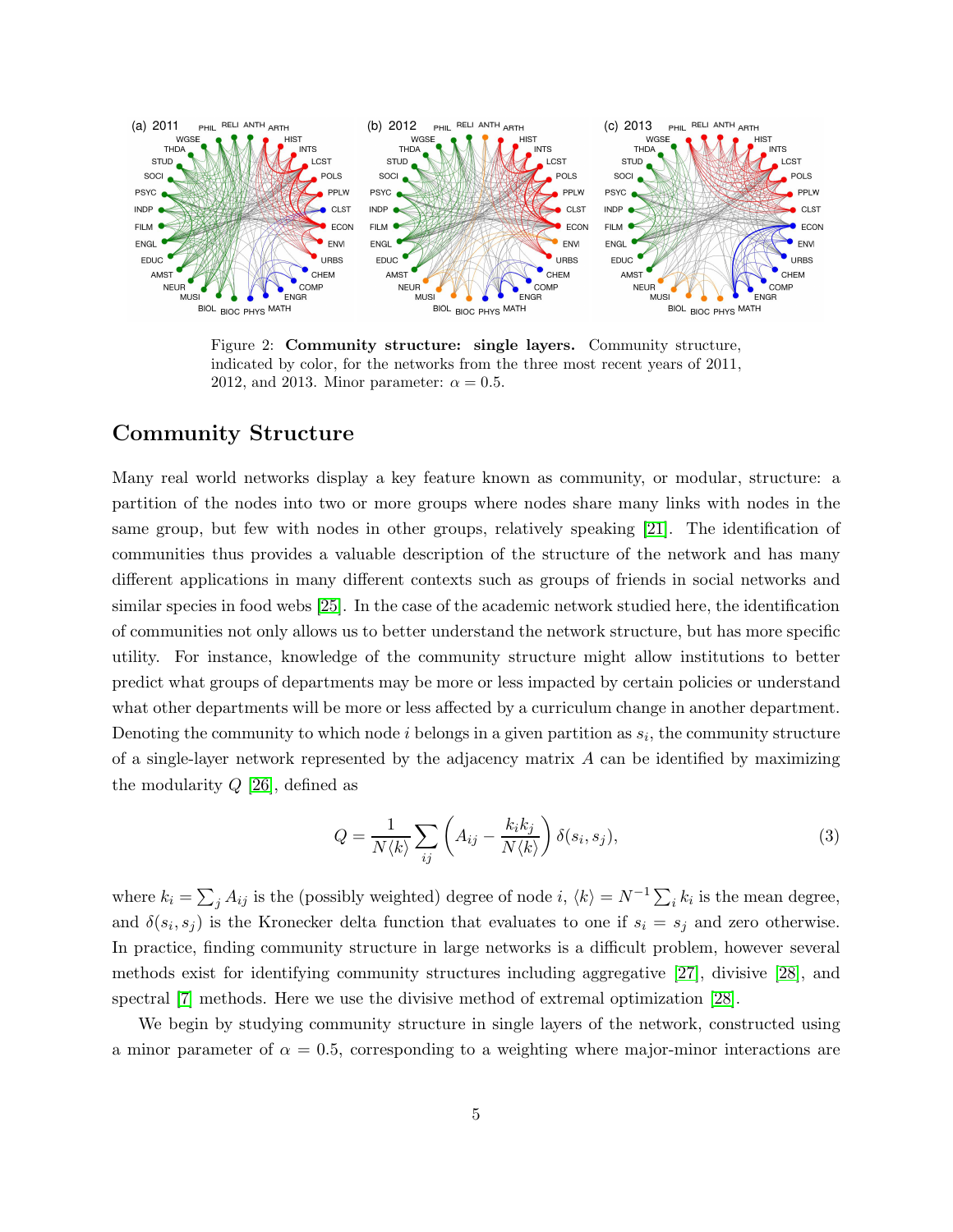Figure 2: **Community structure: single layers.** Community structure, indicated by color, for the networks from the three most recent years of 2011, 2012, and 2013. Minor parameter: $\alpha = 0.5$.

## Community Structure

Many real world networks display a key feature known as community, or modular, structure: a partition of the nodes into two or more groups where nodes share many links with nodes in the same group, but few with nodes in other groups, relatively speaking [21]. The identification of communities thus provides a valuable description of the structure of the network and has many different applications in many different contexts such as groups of friends in social networks and similar species in food webs [25]. In the case of the academic network studied here, the identification of communities not only allows us to better understand the network structure, but has more specific utility. For instance, knowledge of the community structure might allow institutions to better predict what groups of departments may be more or less impacted by certain policies or understand what other departments will be more or less affected by a curriculum change in another department. Denoting the community to which node $i$ belongs in a given partition as $s_i$, the community structure of a single-layer network represented by the adjacency matrix $A$ can be identified by maximizing the modularity $Q$ [26], defined as

$$Q = \frac{1}{N\langle k \rangle} \sum_{ij} \left( A_{ij} - \frac{k_i k_j}{N\langle k \rangle} \right) \delta(s_i, s_j), \tag{3}$$

where $k_i = \sum_j A_{ij}$ is the (possibly weighted) degree of node $i$, $\langle k \rangle = N^{-1} \sum_i k_i$ is the mean degree, and $\delta(s_i, s_j)$ is the Kronecker delta function that evaluates to one if $s_i = s_j$ and zero otherwise. In practice, finding community structure in large networks is a difficult problem, however several methods exist for identifying community structures including aggregative [27], divisive [28], and spectral [7] methods. Here we use the divisive method of extremal optimization [28].

We begin by studying community structure in single layers of the network, constructed using a minor parameter of $\alpha = 0.5$, corresponding to a weighting where major-minor interactions are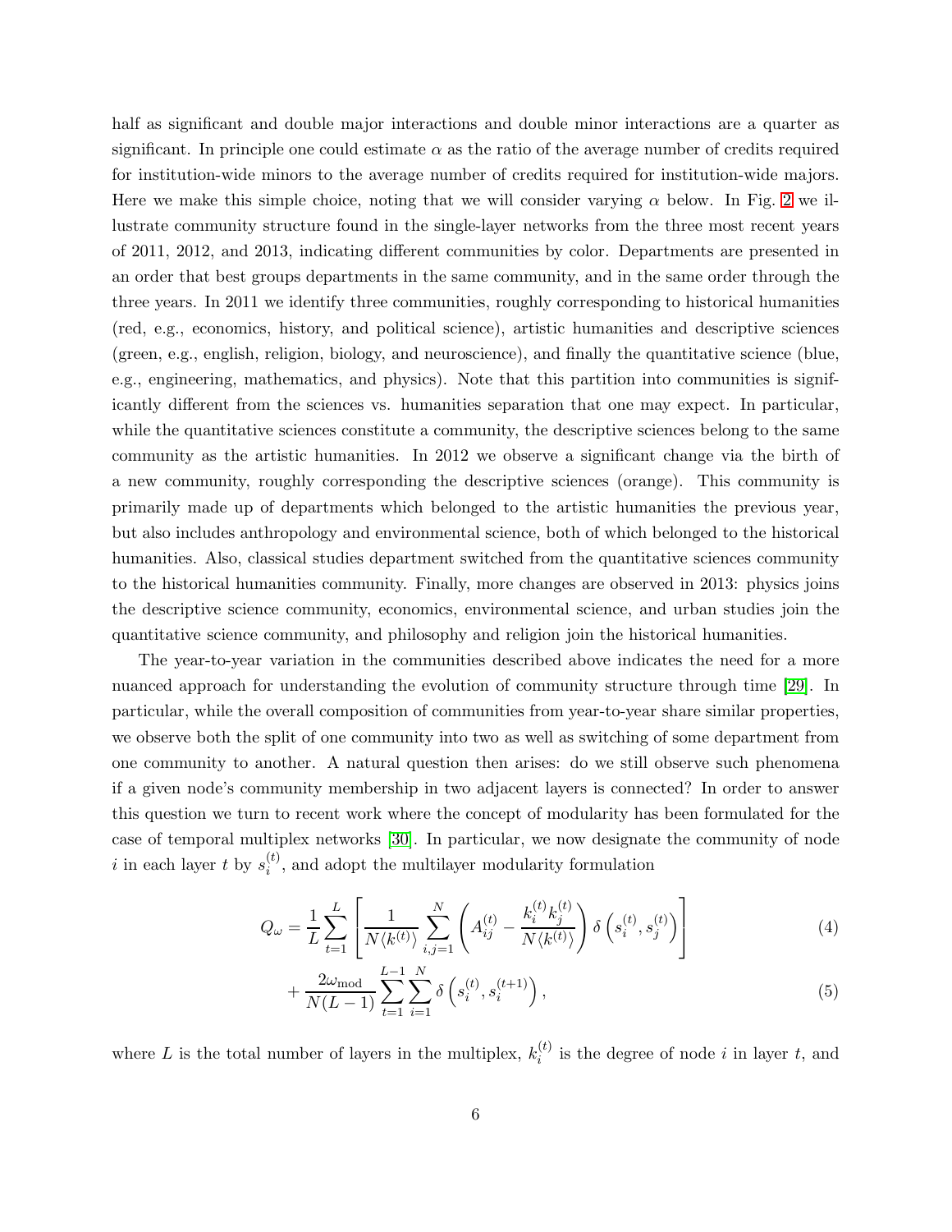half as significant and double major interactions and double minor interactions are a quarter as significant. In principle one could estimate $\alpha$ as the ratio of the average number of credits required for institution-wide minors to the average number of credits required for institution-wide majors. Here we make this simple choice, noting that we will consider varying $\alpha$ below. In Fig. 2 we illustrate community structure found in the single-layer networks from the three most recent years of 2011, 2012, and 2013, indicating different communities by color. Departments are presented in an order that best groups departments in the same community, and in the same order through the three years. In 2011 we identify three communities, roughly corresponding to historical humanities (red, e.g., economics, history, and political science), artistic humanities and descriptive sciences (green, e.g., english, religion, biology, and neuroscience), and finally the quantitative science (blue, e.g., engineering, mathematics, and physics). Note that this partition into communities is significantly different from the sciences vs. humanities separation that one may expect. In particular, while the quantitative sciences constitute a community, the descriptive sciences belong to the same community as the artistic humanities. In 2012 we observe a significant change via the birth of a new community, roughly corresponding the descriptive sciences (orange). This community is primarily made up of departments which belonged to the artistic humanities the previous year, but also includes anthropology and environmental science, both of which belonged to the historical humanities. Also, classical studies department switched from the quantitative sciences community to the historical humanities community. Finally, more changes are observed in 2013: physics joins the descriptive science community, economics, environmental science, and urban studies join the quantitative science community, and philosophy and religion join the historical humanities.

The year-to-year variation in the communities described above indicates the need for a more nuanced approach for understanding the evolution of community structure through time [29]. In particular, while the overall composition of communities from year-to-year share similar properties, we observe both the split of one community into two as well as switching of some department from one community to another. A natural question then arises: do we still observe such phenomena if a given node's community membership in two adjacent layers is connected? In order to answer this question we turn to recent work where the concept of modularity has been formulated for the case of temporal multiplex networks [30]. In particular, we now designate the community of node $i$ in each layer $t$ by $s_i^{(t)}$, and adopt the multilayer modularity formulation

$$Q_\omega = \frac{1}{L}\sum_{t=1}^{L}\left[\frac{1}{N\langle k^{(t)}\rangle}\sum_{i,j=1}^{N}\left(A_{ij}^{(t)} - \frac{k_i^{(t)}k_j^{(t)}}{N\langle k^{(t)}\rangle}\right)\delta\left(s_i^{(t)}, s_j^{(t)}\right)\right] \tag{4}$$

$$+\frac{2\omega_{\text{mod}}}{N(L-1)}\sum_{t=1}^{L-1}\sum_{i=1}^{N}\delta\left(s_i^{(t)}, s_i^{(t+1)}\right), \tag{5}$$

where $L$ is the total number of layers in the multiplex, $k_i^{(t)}$ is the degree of node $i$ in layer $t$, and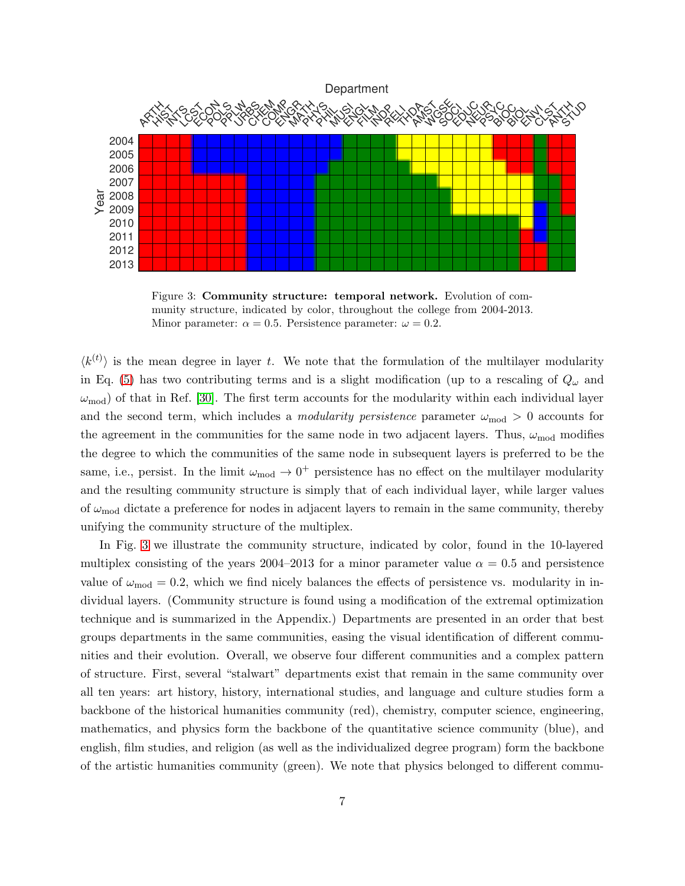Figure 3: **Community structure: temporal network.** Evolution of community structure, indicated by color, throughout the college from 2004-2013. Minor parameter: $\alpha = 0.5$. Persistence parameter: $\omega = 0.2$.

$\langle k^{(t)} \rangle$ is the mean degree in layer $t$. We note that the formulation of the multilayer modularity in Eq. (5) has two contributing terms and is a slight modification (up to a rescaling of $Q_\omega$ and $\omega_{\text{mod}}$) of that in Ref. [30]. The first term accounts for the modularity within each individual layer and the second term, which includes a *modularity persistence* parameter $\omega_{\text{mod}} > 0$ accounts for the agreement in the communities for the same node in two adjacent layers. Thus, $\omega_{\text{mod}}$ modifies the degree to which the communities of the same node in subsequent layers is preferred to be the same, i.e., persist. In the limit $\omega_{\text{mod}} \to 0^+$ persistence has no effect on the multilayer modularity and the resulting community structure is simply that of each individual layer, while larger values of $\omega_{\text{mod}}$ dictate a preference for nodes in adjacent layers to remain in the same community, thereby unifying the community structure of the multiplex.

In Fig. 3 we illustrate the community structure, indicated by color, found in the 10-layered multiplex consisting of the years 2004–2013 for a minor parameter value $\alpha = 0.5$ and persistence value of $\omega_{\text{mod}} = 0.2$, which we find nicely balances the effects of persistence vs. modularity in individual layers. (Community structure is found using a modification of the extremal optimization technique and is summarized in the Appendix.) Departments are presented in an order that best groups departments in the same communities, easing the visual identification of different communities and their evolution. Overall, we observe four different communities and a complex pattern of structure. First, several "stalwart" departments exist that remain in the same community over all ten years: art history, history, international studies, and language and culture studies form a backbone of the historical humanities community (red), chemistry, computer science, engineering, mathematics, and physics form the backbone of the quantitative science community (blue), and english, film studies, and religion (as well as the individualized degree program) form the backbone of the artistic humanities community (green). We note that physics belonged to different commu-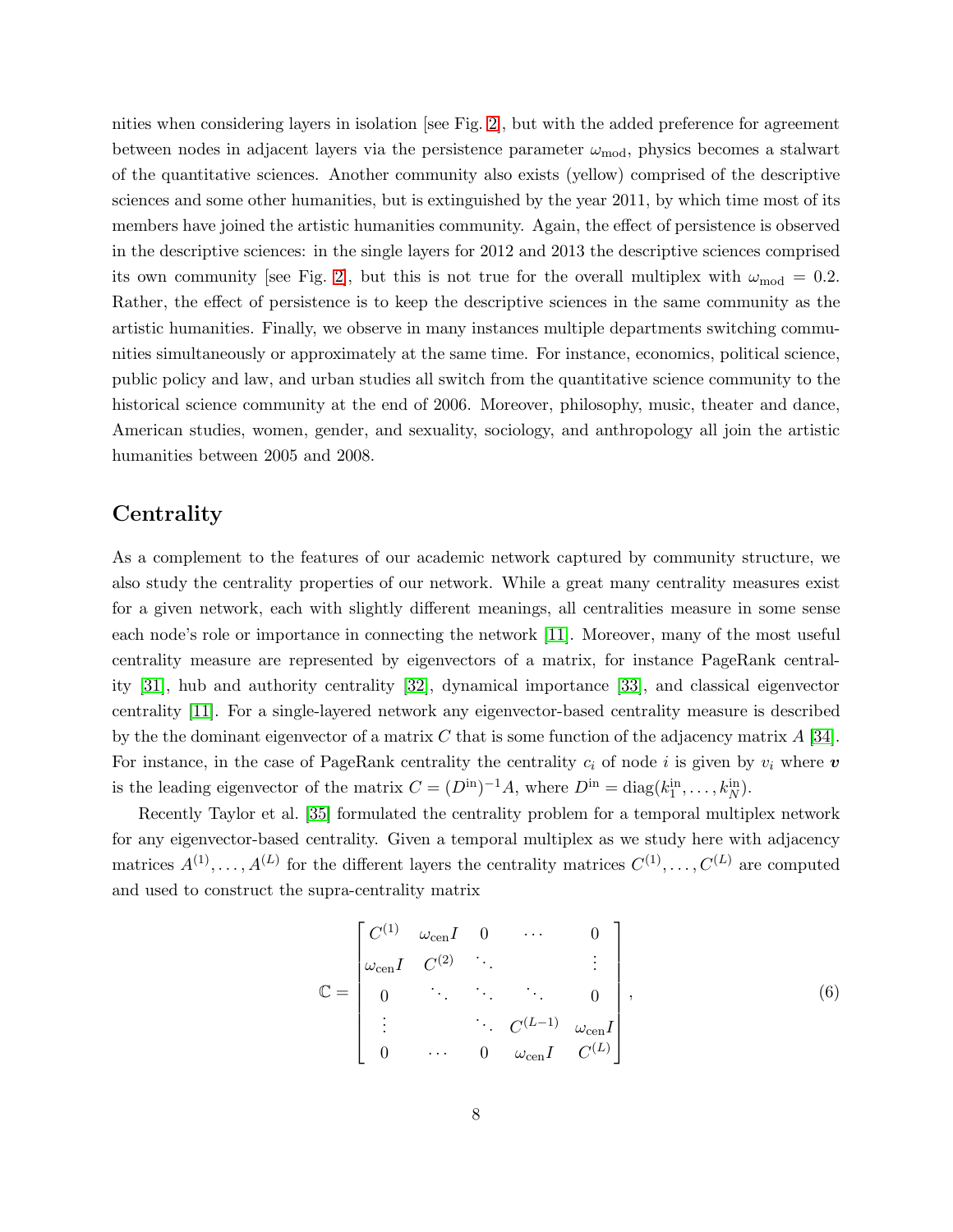nities when considering layers in isolation [see Fig. 2], but with the added preference for agreement between nodes in adjacent layers via the persistence parameter $\omega_{\text{mod}}$, physics becomes a stalwart of the quantitative sciences. Another community also exists (yellow) comprised of the descriptive sciences and some other humanities, but is extinguished by the year 2011, by which time most of its members have joined the artistic humanities community. Again, the effect of persistence is observed in the descriptive sciences: in the single layers for 2012 and 2013 the descriptive sciences comprised its own community [see Fig. 2], but this is not true for the overall multiplex with $\omega_{\text{mod}} = 0.2$. Rather, the effect of persistence is to keep the descriptive sciences in the same community as the artistic humanities. Finally, we observe in many instances multiple departments switching communities simultaneously or approximately at the same time. For instance, economics, political science, public policy and law, and urban studies all switch from the quantitative science community to the historical science community at the end of 2006. Moreover, philosophy, music, theater and dance, American studies, women, gender, and sexuality, sociology, and anthropology all join the artistic humanities between 2005 and 2008.

## Centrality

As a complement to the features of our academic network captured by community structure, we also study the centrality properties of our network. While a great many centrality measures exist for a given network, each with slightly different meanings, all centralities measure in some sense each node's role or importance in connecting the network [11]. Moreover, many of the most useful centrality measure are represented by eigenvectors of a matrix, for instance PageRank centrality [31], hub and authority centrality [32], dynamical importance [33], and classical eigenvector centrality [11]. For a single-layered network any eigenvector-based centrality measure is described by the the dominant eigenvector of a matrix $C$ that is some function of the adjacency matrix $A$ [34]. For instance, in the case of PageRank centrality the centrality $c_i$ of node $i$ is given by $v_i$ where $\boldsymbol{v}$ is the leading eigenvector of the matrix $C = (D^{\text{in}})^{-1}A$, where $D^{\text{in}} = \text{diag}(k_1^{\text{in}}, \dots, k_N^{\text{in}})$.

Recently Taylor et al. [35] formulated the centrality problem for a temporal multiplex network for any eigenvector-based centrality. Given a temporal multiplex as we study here with adjacency matrices $A^{(1)}, \dots, A^{(L)}$ for the different layers the centrality matrices $C^{(1)}, \dots, C^{(L)}$ are computed and used to construct the supra-centrality matrix

$$\mathbb{C} = \begin{bmatrix} C^{(1)} & \omega_{\text{cen}} I & 0 & \cdots & 0 \\ \omega_{\text{cen}} I & C^{(2)} & \ddots & & \vdots \\ 0 & \ddots & \ddots & \ddots & 0 \\ \vdots & & \ddots & C^{(L-1)} & \omega_{\text{cen}} I \\ 0 & \cdots & 0 & \omega_{\text{cen}} I & C^{(L)} \end{bmatrix}, \tag{6}$$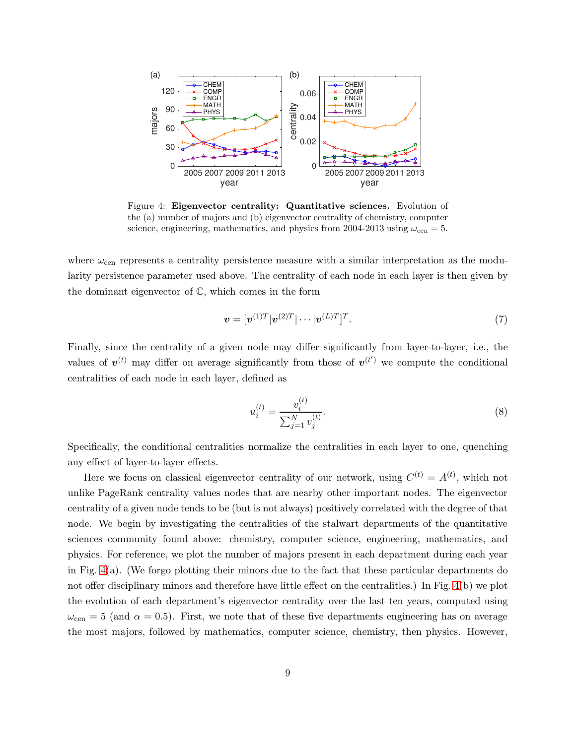Figure 4: **Eigenvector centrality: Quantitative sciences.** Evolution of the (a) number of majors and (b) eigenvector centrality of chemistry, computer science, engineering, mathematics, and physics from 2004-2013 using $\omega_{\text{cen}} = 5$.

where $\omega_{\text{cen}}$ represents a centrality persistence measure with a similar interpretation as the modularity persistence parameter used above. The centrality of each node in each layer is then given by the dominant eigenvector of $\mathbb{C}$, which comes in the form

$$\boldsymbol{v} = [\boldsymbol{v}^{(1)T} | \boldsymbol{v}^{(2)T} | \cdots | \boldsymbol{v}^{(L)T}]^T. \tag{7}$$

Finally, since the centrality of a given node may differ significantly from layer-to-layer, i.e., the values of $\boldsymbol{v}^{(t)}$ may differ on average significantly from those of $\boldsymbol{v}^{(t')}$ we compute the conditional centralities of each node in each layer, defined as

$$u_i^{(t)} = \frac{v_i^{(t)}}{\sum_{j=1}^{N} v_j^{(t)}}. \tag{8}$$

Specifically, the conditional centralities normalize the centralities in each layer to one, quenching any effect of layer-to-layer effects.

Here we focus on classical eigenvector centrality of our network, using $C^{(t)} = A^{(t)}$, which not unlike PageRank centrality values nodes that are nearby other important nodes. The eigenvector centrality of a given node tends to be (but is not always) positively correlated with the degree of that node. We begin by investigating the centralities of the stalwart departments of the quantitative sciences community found above: chemistry, computer science, engineering, mathematics, and physics. For reference, we plot the number of majors present in each department during each year in Fig. 4(a). (We forgo plotting their minors due to the fact that these particular departments do not offer disciplinary minors and therefore have little effect on the centralitles.) In Fig. 4(b) we plot the evolution of each department's eigenvector centrality over the last ten years, computed using $\omega_{\text{cen}} = 5$ (and $\alpha = 0.5$). First, we note that of these five departments engineering has on average the most majors, followed by mathematics, computer science, chemistry, then physics. However,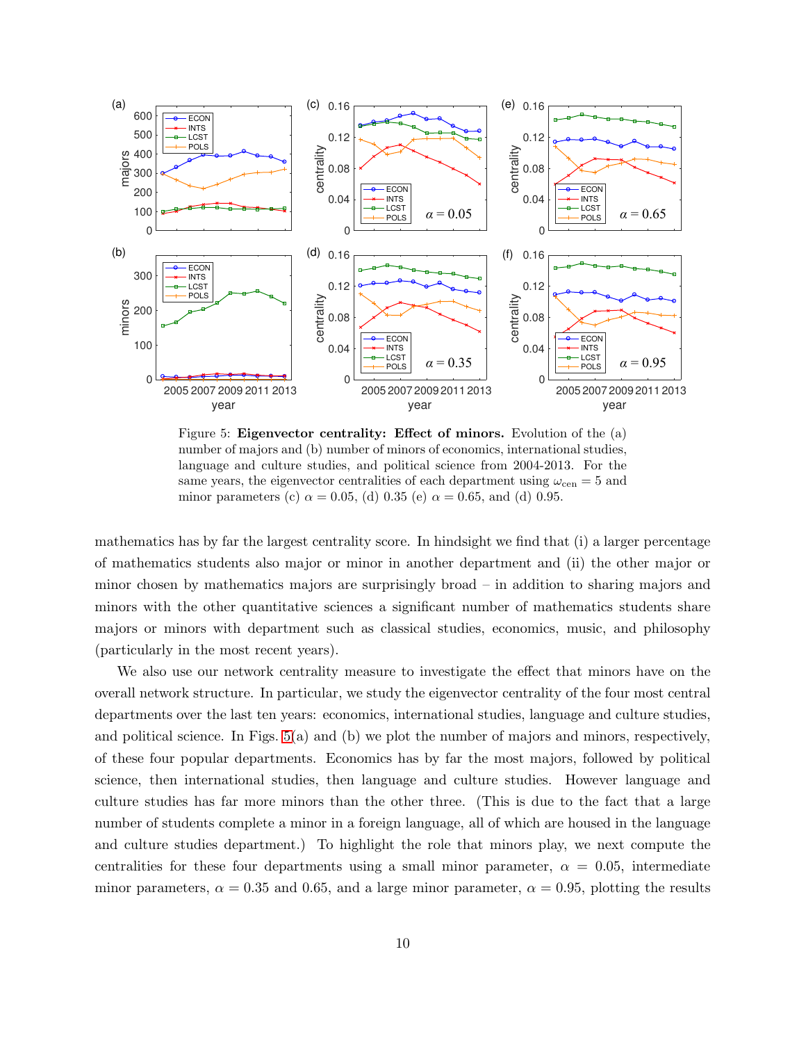Figure 5: **Eigenvector centrality: Effect of minors.** Evolution of the (a) number of majors and (b) number of minors of economics, international studies, language and culture studies, and political science from 2004-2013. For the same years, the eigenvector centralities of each department using $\omega_{\text{cen}} = 5$ and minor parameters (c) $\alpha = 0.05$, (d) 0.35 (e) $\alpha = 0.65$, and (d) 0.95.

mathematics has by far the largest centrality score. In hindsight we find that (i) a larger percentage of mathematics students also major or minor in another department and (ii) the other major or minor chosen by mathematics majors are surprisingly broad – in addition to sharing majors and minors with the other quantitative sciences a significant number of mathematics students share majors or minors with department such as classical studies, economics, music, and philosophy (particularly in the most recent years).

We also use our network centrality measure to investigate the effect that minors have on the overall network structure. In particular, we study the eigenvector centrality of the four most central departments over the last ten years: economics, international studies, language and culture studies, and political science. In Figs. 5(a) and (b) we plot the number of majors and minors, respectively, of these four popular departments. Economics has by far the most majors, followed by political science, then international studies, then language and culture studies. However language and culture studies has far more minors than the other three. (This is due to the fact that a large number of students complete a minor in a foreign language, all of which are housed in the language and culture studies department.) To highlight the role that minors play, we next compute the centralities for these four departments using a small minor parameter, $\alpha = 0.05$, intermediate minor parameters, $\alpha = 0.35$ and 0.65, and a large minor parameter, $\alpha = 0.95$, plotting the results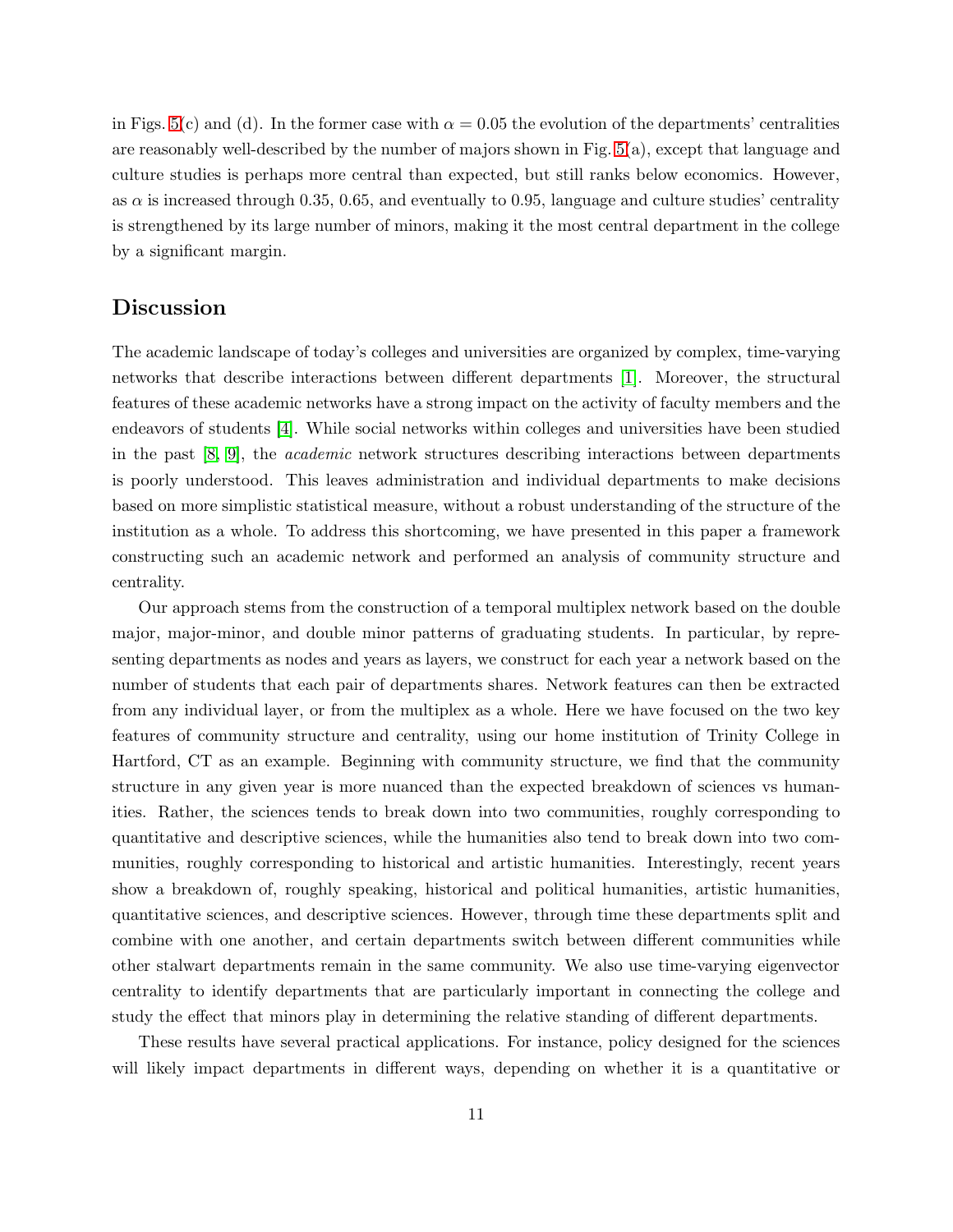in Figs. 5(c) and (d). In the former case with $\alpha = 0.05$ the evolution of the departments' centralities are reasonably well-described by the number of majors shown in Fig. 5(a), except that language and culture studies is perhaps more central than expected, but still ranks below economics. However, as $\alpha$ is increased through 0.35, 0.65, and eventually to 0.95, language and culture studies' centrality is strengthened by its large number of minors, making it the most central department in the college by a significant margin.

## Discussion

The academic landscape of today's colleges and universities are organized by complex, time-varying networks that describe interactions between different departments [1]. Moreover, the structural features of these academic networks have a strong impact on the activity of faculty members and the endeavors of students [4]. While social networks within colleges and universities have been studied in the past [8, 9], the *academic* network structures describing interactions between departments is poorly understood. This leaves administration and individual departments to make decisions based on more simplistic statistical measure, without a robust understanding of the structure of the institution as a whole. To address this shortcoming, we have presented in this paper a framework constructing such an academic network and performed an analysis of community structure and centrality.

Our approach stems from the construction of a temporal multiplex network based on the double major, major-minor, and double minor patterns of graduating students. In particular, by representing departments as nodes and years as layers, we construct for each year a network based on the number of students that each pair of departments shares. Network features can then be extracted from any individual layer, or from the multiplex as a whole. Here we have focused on the two key features of community structure and centrality, using our home institution of Trinity College in Hartford, CT as an example. Beginning with community structure, we find that the community structure in any given year is more nuanced than the expected breakdown of sciences vs humanities. Rather, the sciences tends to break down into two communities, roughly corresponding to quantitative and descriptive sciences, while the humanities also tend to break down into two communities, roughly corresponding to historical and artistic humanities. Interestingly, recent years show a breakdown of, roughly speaking, historical and political humanities, artistic humanities, quantitative sciences, and descriptive sciences. However, through time these departments split and combine with one another, and certain departments switch between different communities while other stalwart departments remain in the same community. We also use time-varying eigenvector centrality to identify departments that are particularly important in connecting the college and study the effect that minors play in determining the relative standing of different departments.

These results have several practical applications. For instance, policy designed for the sciences will likely impact departments in different ways, depending on whether it is a quantitative or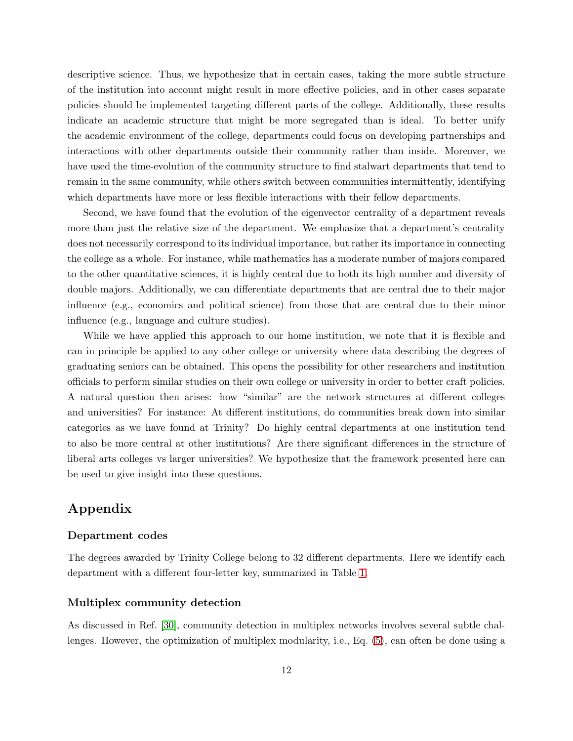descriptive science. Thus, we hypothesize that in certain cases, taking the more subtle structure of the institution into account might result in more effective policies, and in other cases separate policies should be implemented targeting different parts of the college. Additionally, these results indicate an academic structure that might be more segregated than is ideal. To better unify the academic environment of the college, departments could focus on developing partnerships and interactions with other departments outside their community rather than inside. Moreover, we have used the time-evolution of the community structure to find stalwart departments that tend to remain in the same community, while others switch between communities intermittently, identifying which departments have more or less flexible interactions with their fellow departments.

Second, we have found that the evolution of the eigenvector centrality of a department reveals more than just the relative size of the department. We emphasize that a department's centrality does not necessarily correspond to its individual importance, but rather its importance in connecting the college as a whole. For instance, while mathematics has a moderate number of majors compared to the other quantitative sciences, it is highly central due to both its high number and diversity of double majors. Additionally, we can differentiate departments that are central due to their major influence (e.g., economics and political science) from those that are central due to their minor influence (e.g., language and culture studies).

While we have applied this approach to our home institution, we note that it is flexible and can in principle be applied to any other college or university where data describing the degrees of graduating seniors can be obtained. This opens the possibility for other researchers and institution officials to perform similar studies on their own college or university in order to better craft policies. A natural question then arises: how "similar" are the network structures at different colleges and universities? For instance: At different institutions, do communities break down into similar categories as we have found at Trinity? Do highly central departments at one institution tend to also be more central at other institutions? Are there significant differences in the structure of liberal arts colleges vs larger universities? We hypothesize that the framework presented here can be used to give insight into these questions.

## Appendix

### Department codes

The degrees awarded by Trinity College belong to 32 different departments. Here we identify each department with a different four-letter key, summarized in Table 1.

### Multiplex community detection

As discussed in Ref. [30], community detection in multiplex networks involves several subtle challenges. However, the optimization of multiplex modularity, i.e., Eq. (5), can often be done using a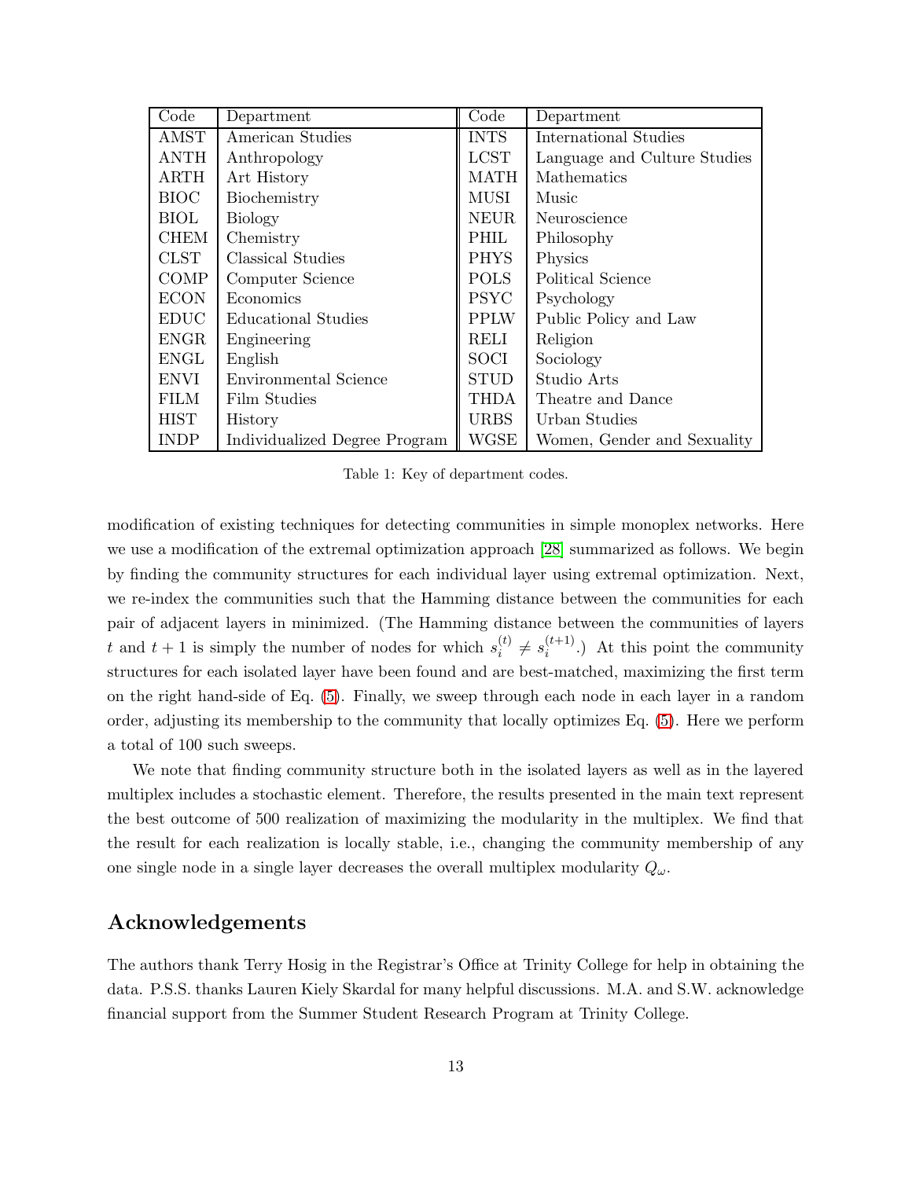| Code | Department | Code | Department |
|---|---|---|---|
| AMST | American Studies | INTS | International Studies |
| ANTH | Anthropology | LCST | Language and Culture Studies |
| ARTH | Art History | MATH | Mathematics |
| BIOC | Biochemistry | MUSI | Music |
| BIOL | Biology | NEUR | Neuroscience |
| CHEM | Chemistry | PHIL | Philosophy |
| CLST | Classical Studies | PHYS | Physics |
| COMP | Computer Science | POLS | Political Science |
| ECON | Economics | PSYC | Psychology |
| EDUC | Educational Studies | PPLW | Public Policy and Law |
| ENGR | Engineering | RELI | Religion |
| ENGL | English | SOCI | Sociology |
| ENVI | Environmental Science | STUD | Studio Arts |
| FILM | Film Studies | THDA | Theatre and Dance |
| HIST | History | URBS | Urban Studies |
| INDP | Individualized Degree Program | WGSE | Women, Gender and Sexuality |

Table 1: Key of department codes.

modification of existing techniques for detecting communities in simple monoplex networks. Here we use a modification of the extremal optimization approach [28] summarized as follows. We begin by finding the community structures for each individual layer using extremal optimization. Next, we re-index the communities such that the Hamming distance between the communities for each pair of adjacent layers in minimized. (The Hamming distance between the communities of layers $t$ and $t+1$ is simply the number of nodes for which $s_i^{(t)} \neq s_i^{(t+1)}$.) At this point the community structures for each isolated layer have been found and are best-matched, maximizing the first term on the right hand-side of Eq. (5). Finally, we sweep through each node in each layer in a random order, adjusting its membership to the community that locally optimizes Eq. (5). Here we perform a total of 100 such sweeps.

We note that finding community structure both in the isolated layers as well as in the layered multiplex includes a stochastic element. Therefore, the results presented in the main text represent the best outcome of 500 realization of maximizing the modularity in the multiplex. We find that the result for each realization is locally stable, i.e., changing the community membership of any one single node in a single layer decreases the overall multiplex modularity $Q_\omega$.

## Acknowledgements

The authors thank Terry Hosig in the Registrar's Office at Trinity College for help in obtaining the data. P.S.S. thanks Lauren Kiely Skardal for many helpful discussions. M.A. and S.W. acknowledge financial support from the Summer Student Research Program at Trinity College.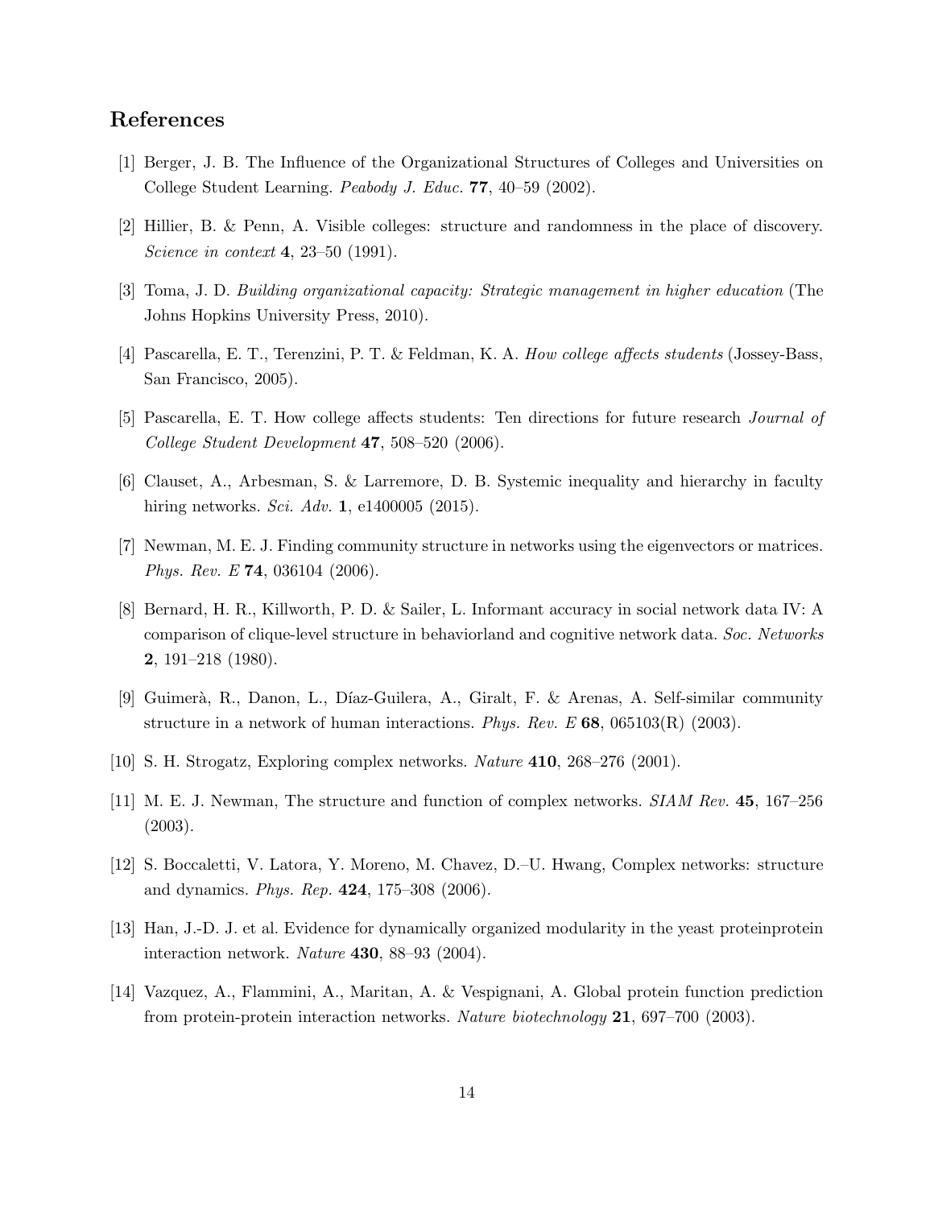## References

[1] Berger, J. B. The Influence of the Organizational Structures of Colleges and Universities on College Student Learning. *Peabody J. Educ.* **77**, 40–59 (2002).

[2] Hillier, B. & Penn, A. Visible colleges: structure and randomness in the place of discovery. *Science in context* **4**, 23–50 (1991).

[3] Toma, J. D. *Building organizational capacity: Strategic management in higher education* (The Johns Hopkins University Press, 2010).

[4] Pascarella, E. T., Terenzini, P. T. & Feldman, K. A. *How college affects students* (Jossey-Bass, San Francisco, 2005).

[5] Pascarella, E. T. How college affects students: Ten directions for future research *Journal of College Student Development* **47**, 508–520 (2006).

[6] Clauset, A., Arbesman, S. & Larremore, D. B. Systemic inequality and hierarchy in faculty hiring networks. *Sci. Adv.* **1**, e1400005 (2015).

[7] Newman, M. E. J. Finding community structure in networks using the eigenvectors or matrices. *Phys. Rev. E* **74**, 036104 (2006).

[8] Bernard, H. R., Killworth, P. D. & Sailer, L. Informant accuracy in social network data IV: A comparison of clique-level structure in behaviorland and cognitive network data. *Soc. Networks* **2**, 191–218 (1980).

[9] Guimerà, R., Danon, L., Díaz-Guilera, A., Giralt, F. & Arenas, A. Self-similar community structure in a network of human interactions. *Phys. Rev. E* **68**, 065103(R) (2003).

[10] S. H. Strogatz, Exploring complex networks. *Nature* **410**, 268–276 (2001).

[11] M. E. J. Newman, The structure and function of complex networks. *SIAM Rev.* **45**, 167–256 (2003).

[12] S. Boccaletti, V. Latora, Y. Moreno, M. Chavez, D.–U. Hwang, Complex networks: structure and dynamics. *Phys. Rep.* **424**, 175–308 (2006).

[13] Han, J.-D. J. et al. Evidence for dynamically organized modularity in the yeast proteinprotein interaction network. *Nature* **430**, 88–93 (2004).

[14] Vazquez, A., Flammini, A., Maritan, A. & Vespignani, A. Global protein function prediction from protein-protein interaction networks. *Nature biotechnology* **21**, 697–700 (2003).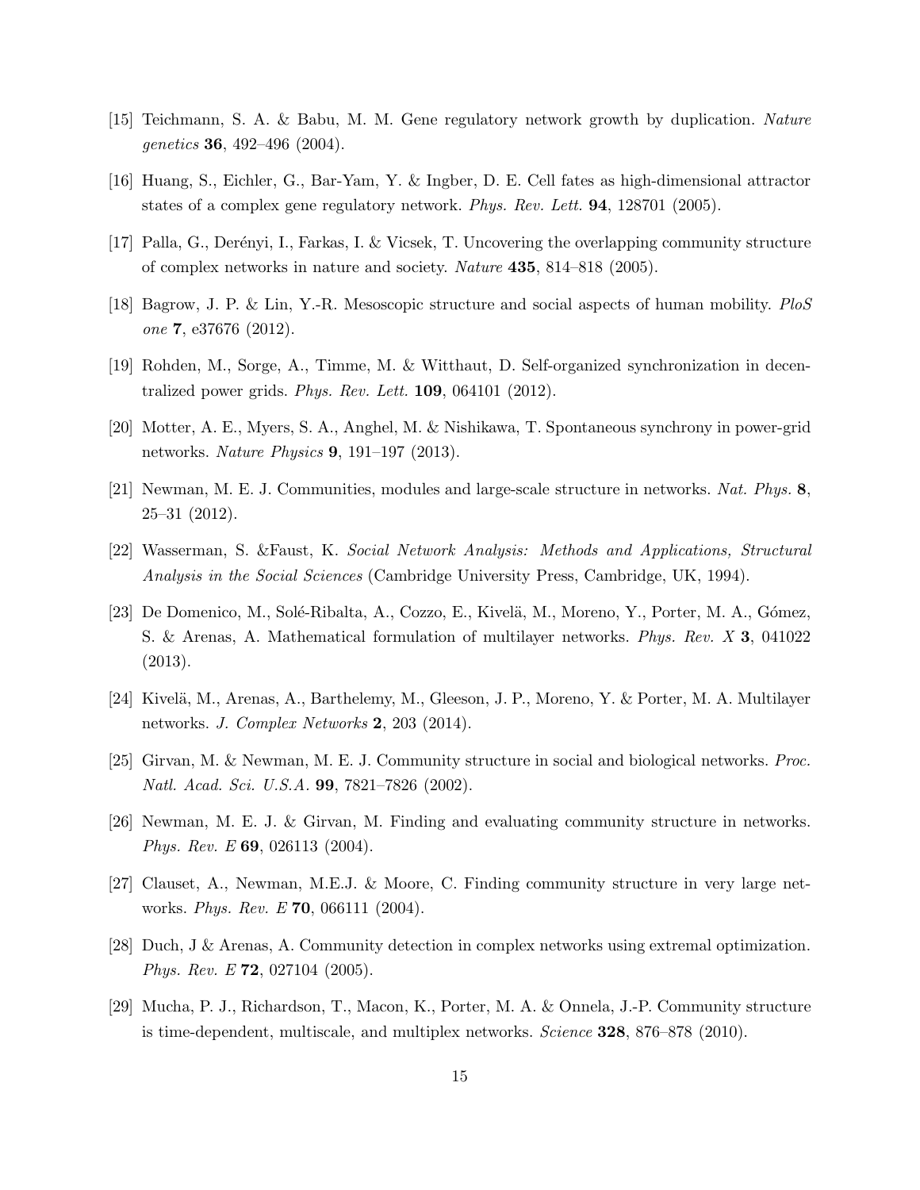[15] Teichmann, S. A. & Babu, M. M. Gene regulatory network growth by duplication. *Nature genetics* **36**, 492–496 (2004).

[16] Huang, S., Eichler, G., Bar-Yam, Y. & Ingber, D. E. Cell fates as high-dimensional attractor states of a complex gene regulatory network. *Phys. Rev. Lett.* **94**, 128701 (2005).

[17] Palla, G., Derényi, I., Farkas, I. & Vicsek, T. Uncovering the overlapping community structure of complex networks in nature and society. *Nature* **435**, 814–818 (2005).

[18] Bagrow, J. P. & Lin, Y.-R. Mesoscopic structure and social aspects of human mobility. *PloS one* **7**, e37676 (2012).

[19] Rohden, M., Sorge, A., Timme, M. & Witthaut, D. Self-organized synchronization in decentralized power grids. *Phys. Rev. Lett.* **109**, 064101 (2012).

[20] Motter, A. E., Myers, S. A., Anghel, M. & Nishikawa, T. Spontaneous synchrony in power-grid networks. *Nature Physics* **9**, 191–197 (2013).

[21] Newman, M. E. J. Communities, modules and large-scale structure in networks. *Nat. Phys.* **8**, 25–31 (2012).

[22] Wasserman, S. &Faust, K. *Social Network Analysis: Methods and Applications, Structural Analysis in the Social Sciences* (Cambridge University Press, Cambridge, UK, 1994).

[23] De Domenico, M., Solé-Ribalta, A., Cozzo, E., Kivelä, M., Moreno, Y., Porter, M. A., Gómez, S. & Arenas, A. Mathematical formulation of multilayer networks. *Phys. Rev. X* **3**, 041022 (2013).

[24] Kivelä, M., Arenas, A., Barthelemy, M., Gleeson, J. P., Moreno, Y. & Porter, M. A. Multilayer networks. *J. Complex Networks* **2**, 203 (2014).

[25] Girvan, M. & Newman, M. E. J. Community structure in social and biological networks. *Proc. Natl. Acad. Sci. U.S.A.* **99**, 7821–7826 (2002).

[26] Newman, M. E. J. & Girvan, M. Finding and evaluating community structure in networks. *Phys. Rev. E* **69**, 026113 (2004).

[27] Clauset, A., Newman, M.E.J. & Moore, C. Finding community structure in very large networks. *Phys. Rev. E* **70**, 066111 (2004).

[28] Duch, J & Arenas, A. Community detection in complex networks using extremal optimization. *Phys. Rev. E* **72**, 027104 (2005).

[29] Mucha, P. J., Richardson, T., Macon, K., Porter, M. A. & Onnela, J.-P. Community structure is time-dependent, multiscale, and multiplex networks. *Science* **328**, 876–878 (2010).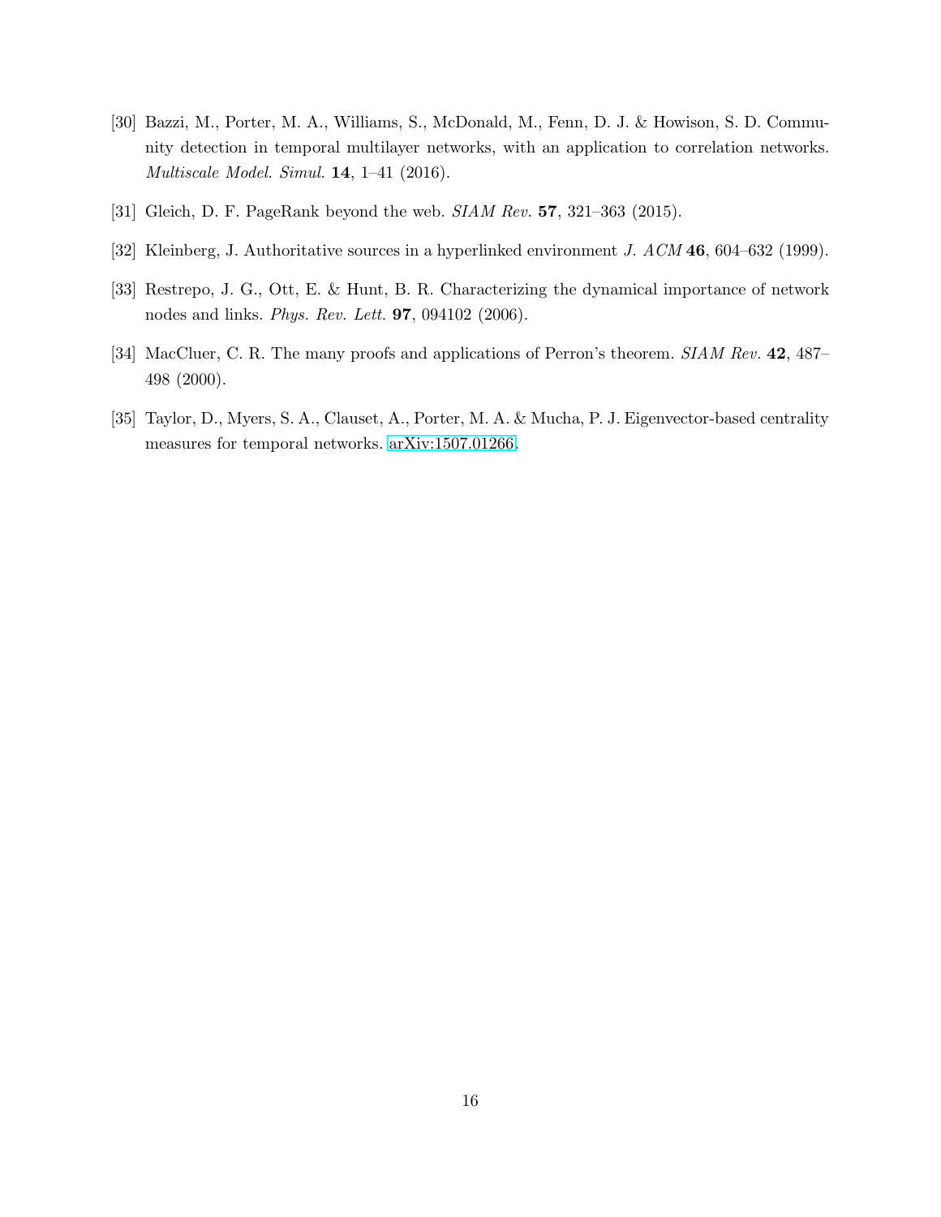[30] Bazzi, M., Porter, M. A., Williams, S., McDonald, M., Fenn, D. J. & Howison, S. D. Community detection in temporal multilayer networks, with an application to correlation networks. *Multiscale Model. Simul.* **14**, 1–41 (2016).

[31] Gleich, D. F. PageRank beyond the web. *SIAM Rev.* **57**, 321–363 (2015).

[32] Kleinberg, J. Authoritative sources in a hyperlinked environment *J. ACM* **46**, 604–632 (1999).

[33] Restrepo, J. G., Ott, E. & Hunt, B. R. Characterizing the dynamical importance of network nodes and links. *Phys. Rev. Lett.* **97**, 094102 (2006).

[34] MacCluer, C. R. The many proofs and applications of Perron's theorem. *SIAM Rev.* **42**, 487–498 (2000).

[35] Taylor, D., Myers, S. A., Clauset, A., Porter, M. A. & Mucha, P. J. Eigenvector-based centrality measures for temporal networks. arXiv:1507.01266.